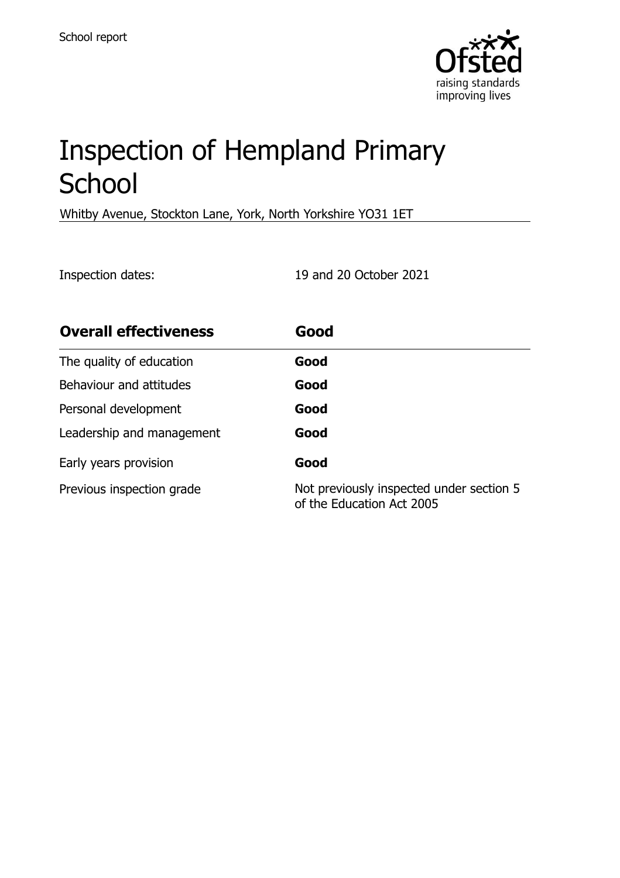School report

# Inspection of Hempland Primary School

Whitby Avenue, Stockton Lane, York, North Yorkshire YO31 1ET

Inspection dates: 19 and 20 October 2021

| **Overall effectiveness** | **Good** |
|---|---|
| The quality of education | **Good** |
| Behaviour and attitudes | **Good** |
| Personal development | **Good** |
| Leadership and management | **Good** |
| Early years provision | **Good** |
| Previous inspection grade | Not previously inspected under section 5 of the Education Act 2005 |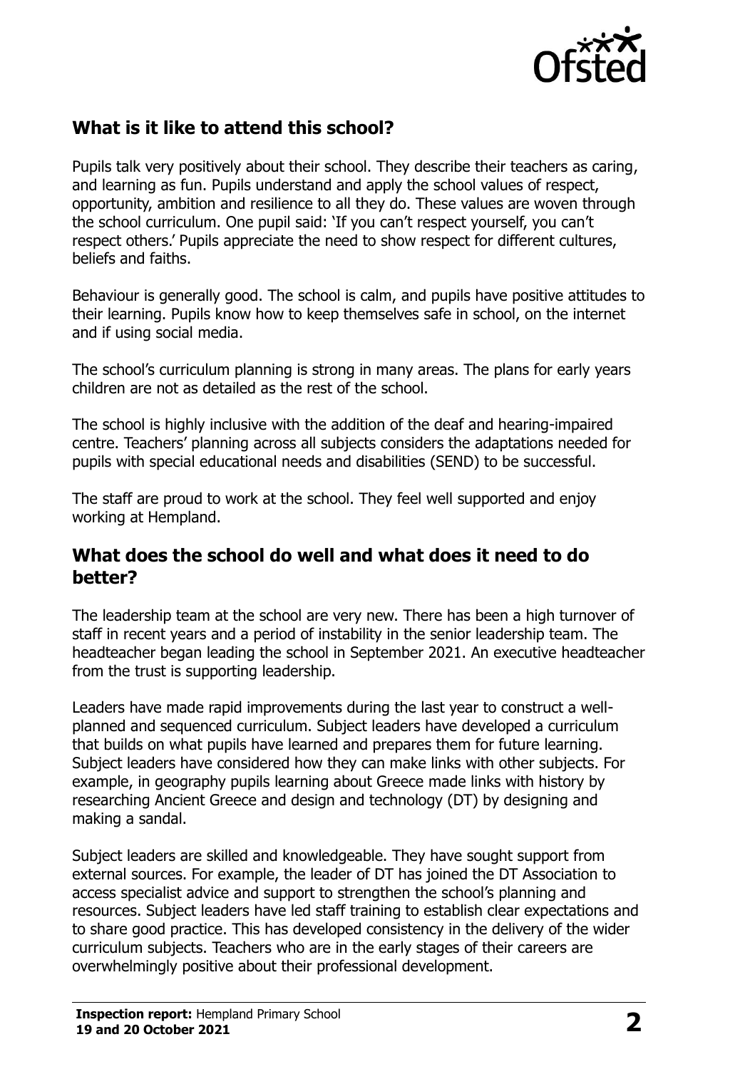## What is it like to attend this school?

Pupils talk very positively about their school. They describe their teachers as caring, and learning as fun. Pupils understand and apply the school values of respect, opportunity, ambition and resilience to all they do. These values are woven through the school curriculum. One pupil said: 'If you can't respect yourself, you can't respect others.' Pupils appreciate the need to show respect for different cultures, beliefs and faiths.

Behaviour is generally good. The school is calm, and pupils have positive attitudes to their learning. Pupils know how to keep themselves safe in school, on the internet and if using social media.

The school's curriculum planning is strong in many areas. The plans for early years children are not as detailed as the rest of the school.

The school is highly inclusive with the addition of the deaf and hearing-impaired centre. Teachers' planning across all subjects considers the adaptations needed for pupils with special educational needs and disabilities (SEND) to be successful.

The staff are proud to work at the school. They feel well supported and enjoy working at Hempland.

## What does the school do well and what does it need to do better?

The leadership team at the school are very new. There has been a high turnover of staff in recent years and a period of instability in the senior leadership team. The headteacher began leading the school in September 2021. An executive headteacher from the trust is supporting leadership.

Leaders have made rapid improvements during the last year to construct a well-planned and sequenced curriculum. Subject leaders have developed a curriculum that builds on what pupils have learned and prepares them for future learning. Subject leaders have considered how they can make links with other subjects. For example, in geography pupils learning about Greece made links with history by researching Ancient Greece and design and technology (DT) by designing and making a sandal.

Subject leaders are skilled and knowledgeable. They have sought support from external sources. For example, the leader of DT has joined the DT Association to access specialist advice and support to strengthen the school's planning and resources. Subject leaders have led staff training to establish clear expectations and to share good practice. This has developed consistency in the delivery of the wider curriculum subjects. Teachers who are in the early stages of their careers are overwhelmingly positive about their professional development.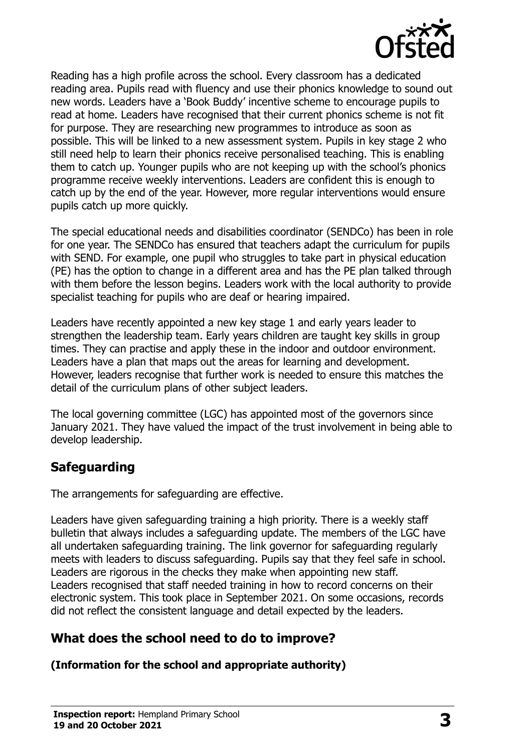Reading has a high profile across the school. Every classroom has a dedicated reading area. Pupils read with fluency and use their phonics knowledge to sound out new words. Leaders have a 'Book Buddy' incentive scheme to encourage pupils to read at home. Leaders have recognised that their current phonics scheme is not fit for purpose. They are researching new programmes to introduce as soon as possible. This will be linked to a new assessment system. Pupils in key stage 2 who still need help to learn their phonics receive personalised teaching. This is enabling them to catch up. Younger pupils who are not keeping up with the school's phonics programme receive weekly interventions. Leaders are confident this is enough to catch up by the end of the year. However, more regular interventions would ensure pupils catch up more quickly.

The special educational needs and disabilities coordinator (SENDCo) has been in role for one year. The SENDCo has ensured that teachers adapt the curriculum for pupils with SEND. For example, one pupil who struggles to take part in physical education (PE) has the option to change in a different area and has the PE plan talked through with them before the lesson begins. Leaders work with the local authority to provide specialist teaching for pupils who are deaf or hearing impaired.

Leaders have recently appointed a new key stage 1 and early years leader to strengthen the leadership team. Early years children are taught key skills in group times. They can practise and apply these in the indoor and outdoor environment. Leaders have a plan that maps out the areas for learning and development. However, leaders recognise that further work is needed to ensure this matches the detail of the curriculum plans of other subject leaders.

The local governing committee (LGC) has appointed most of the governors since January 2021. They have valued the impact of the trust involvement in being able to develop leadership.

## Safeguarding

The arrangements for safeguarding are effective.

Leaders have given safeguarding training a high priority. There is a weekly staff bulletin that always includes a safeguarding update. The members of the LGC have all undertaken safeguarding training. The link governor for safeguarding regularly meets with leaders to discuss safeguarding. Pupils say that they feel safe in school. Leaders are rigorous in the checks they make when appointing new staff. Leaders recognised that staff needed training in how to record concerns on their electronic system. This took place in September 2021. On some occasions, records did not reflect the consistent language and detail expected by the leaders.

## What does the school need to do to improve?

**(Information for the school and appropriate authority)**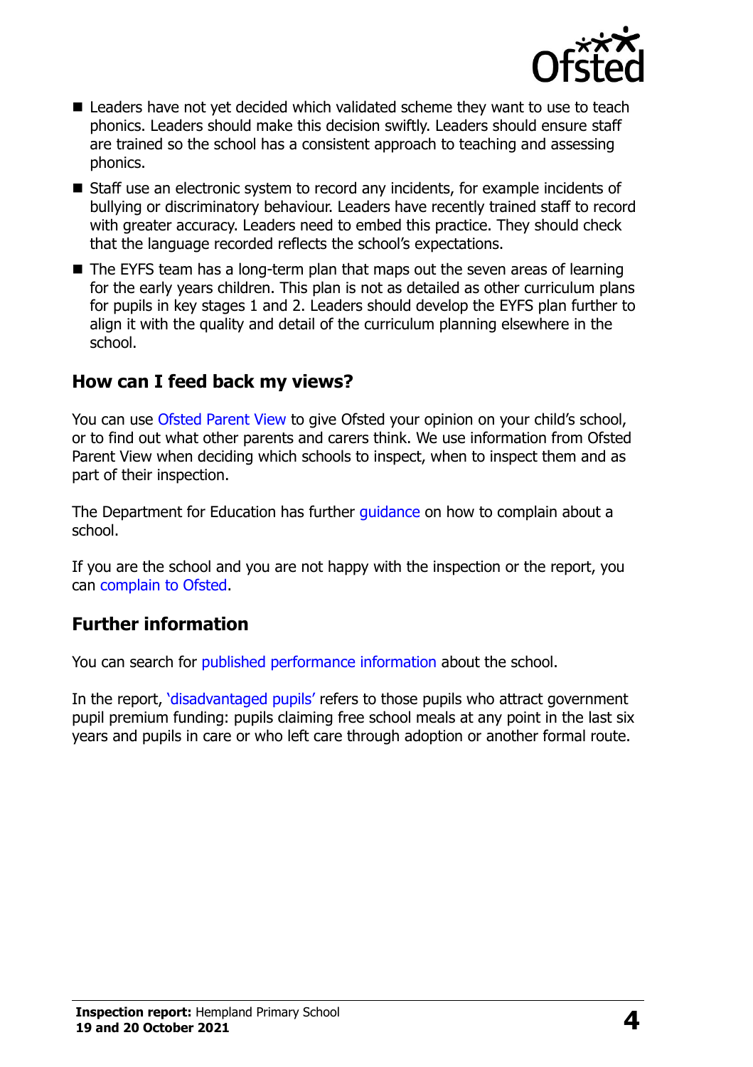- Leaders have not yet decided which validated scheme they want to use to teach phonics. Leaders should make this decision swiftly. Leaders should ensure staff are trained so the school has a consistent approach to teaching and assessing phonics.
- Staff use an electronic system to record any incidents, for example incidents of bullying or discriminatory behaviour. Leaders have recently trained staff to record with greater accuracy. Leaders need to embed this practice. They should check that the language recorded reflects the school's expectations.
- The EYFS team has a long-term plan that maps out the seven areas of learning for the early years children. This plan is not as detailed as other curriculum plans for pupils in key stages 1 and 2. Leaders should develop the EYFS plan further to align it with the quality and detail of the curriculum planning elsewhere in the school.

## How can I feed back my views?

You can use Ofsted Parent View to give Ofsted your opinion on your child's school, or to find out what other parents and carers think. We use information from Ofsted Parent View when deciding which schools to inspect, when to inspect them and as part of their inspection.

The Department for Education has further guidance on how to complain about a school.

If you are the school and you are not happy with the inspection or the report, you can complain to Ofsted.

## Further information

You can search for published performance information about the school.

In the report, 'disadvantaged pupils' refers to those pupils who attract government pupil premium funding: pupils claiming free school meals at any point in the last six years and pupils in care or who left care through adoption or another formal route.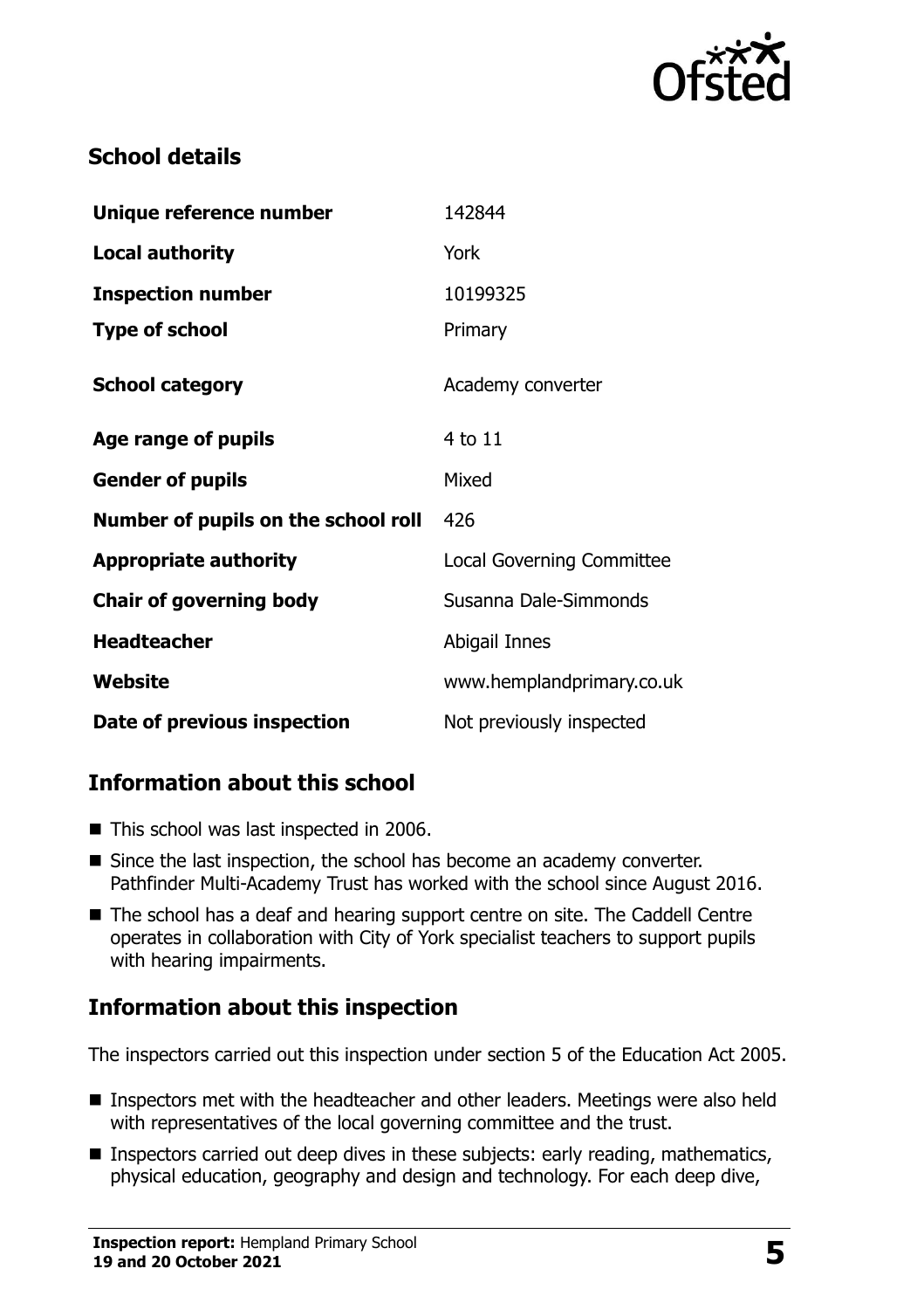## School details

| | |
|---|---|
| **Unique reference number** | 142844 |
| **Local authority** | York |
| **Inspection number** | 10199325 |
| **Type of school** | Primary |
| **School category** | Academy converter |
| **Age range of pupils** | 4 to 11 |
| **Gender of pupils** | Mixed |
| **Number of pupils on the school roll** | 426 |
| **Appropriate authority** | Local Governing Committee |
| **Chair of governing body** | Susanna Dale-Simmonds |
| **Headteacher** | Abigail Innes |
| **Website** | www.hemplandprimary.co.uk |
| **Date of previous inspection** | Not previously inspected |

## Information about this school

- This school was last inspected in 2006.
- Since the last inspection, the school has become an academy converter. Pathfinder Multi-Academy Trust has worked with the school since August 2016.
- The school has a deaf and hearing support centre on site. The Caddell Centre operates in collaboration with City of York specialist teachers to support pupils with hearing impairments.

## Information about this inspection

The inspectors carried out this inspection under section 5 of the Education Act 2005.

- Inspectors met with the headteacher and other leaders. Meetings were also held with representatives of the local governing committee and the trust.
- Inspectors carried out deep dives in these subjects: early reading, mathematics, physical education, geography and design and technology. For each deep dive,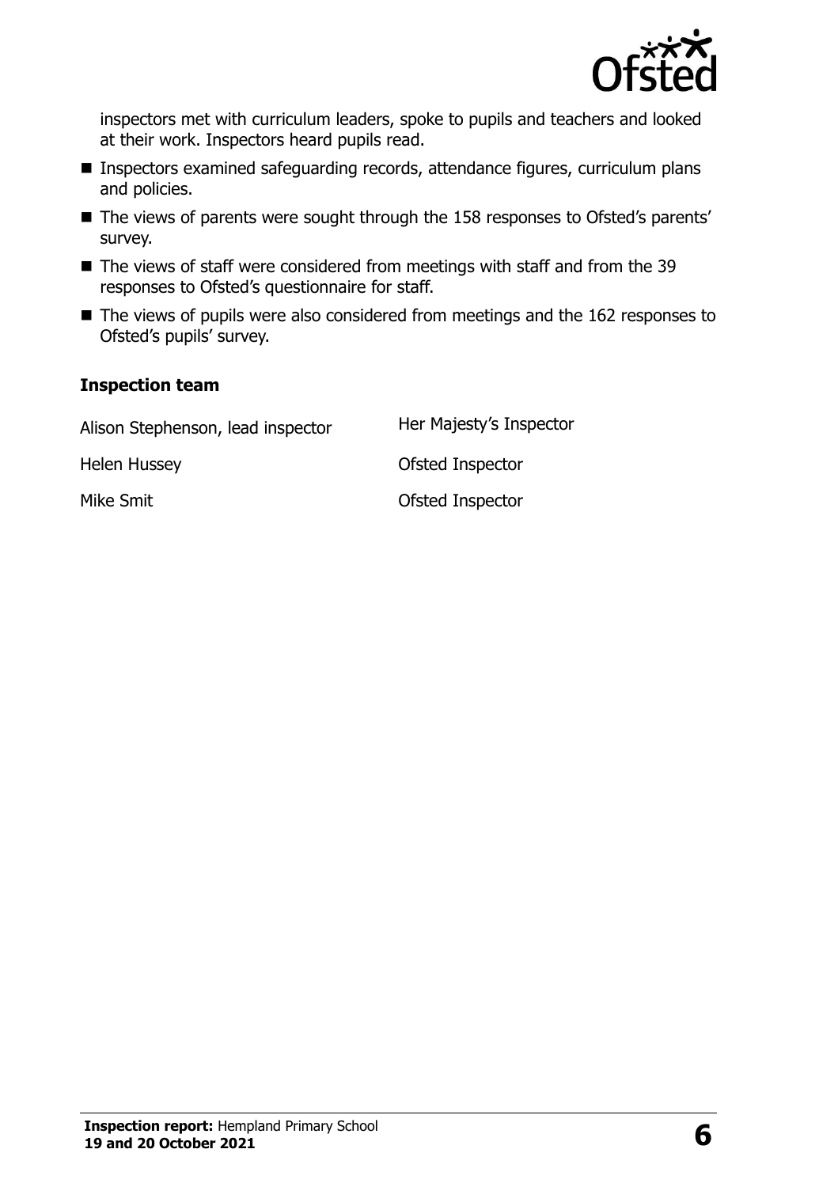inspectors met with curriculum leaders, spoke to pupils and teachers and looked at their work. Inspectors heard pupils read.

- Inspectors examined safeguarding records, attendance figures, curriculum plans and policies.
- The views of parents were sought through the 158 responses to Ofsted's parents' survey.
- The views of staff were considered from meetings with staff and from the 39 responses to Ofsted's questionnaire for staff.
- The views of pupils were also considered from meetings and the 162 responses to Ofsted's pupils' survey.

### Inspection team

| | |
|---|---|
| Alison Stephenson, lead inspector | Her Majesty's Inspector |
| Helen Hussey | Ofsted Inspector |
| Mike Smit | Ofsted Inspector |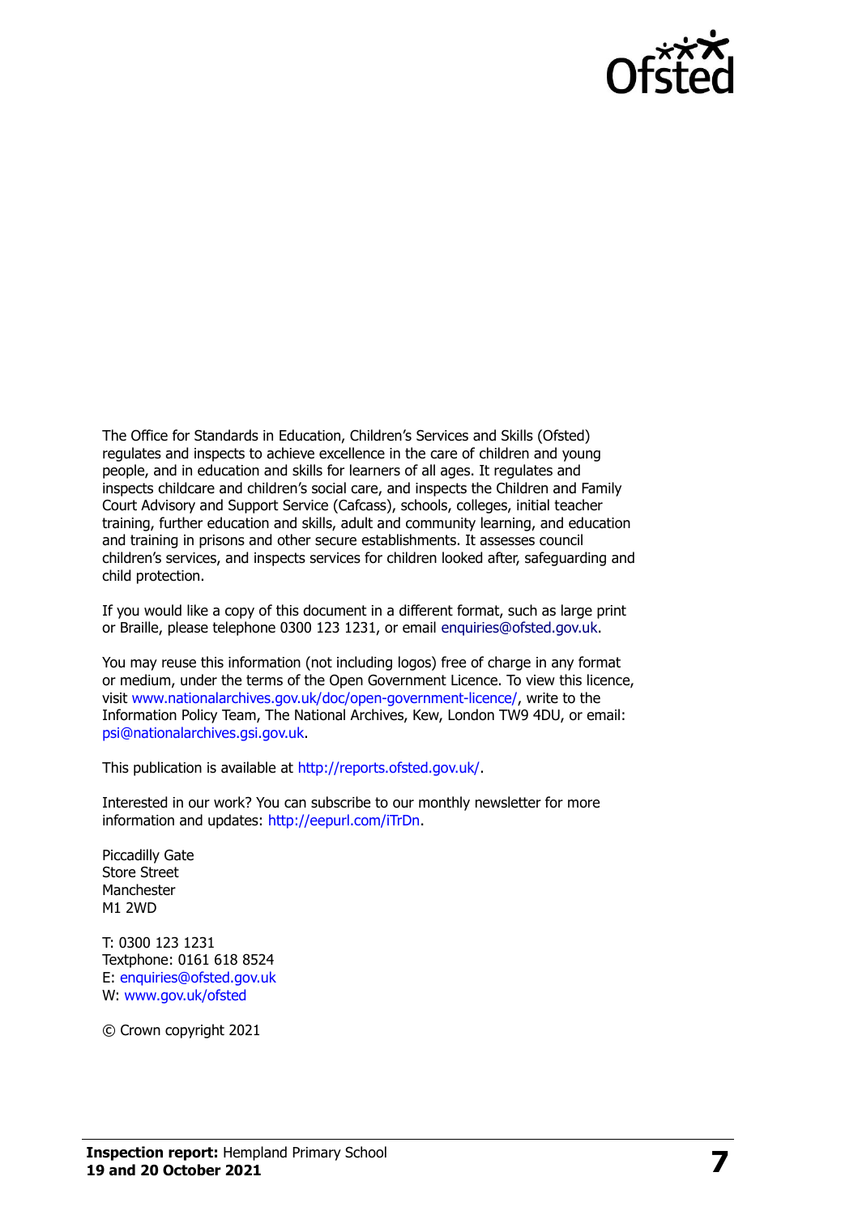The Office for Standards in Education, Children's Services and Skills (Ofsted) regulates and inspects to achieve excellence in the care of children and young people, and in education and skills for learners of all ages. It regulates and inspects childcare and children's social care, and inspects the Children and Family Court Advisory and Support Service (Cafcass), schools, colleges, initial teacher training, further education and skills, adult and community learning, and education and training in prisons and other secure establishments. It assesses council children's services, and inspects services for children looked after, safeguarding and child protection.

If you would like a copy of this document in a different format, such as large print or Braille, please telephone 0300 123 1231, or email enquiries@ofsted.gov.uk.

You may reuse this information (not including logos) free of charge in any format or medium, under the terms of the Open Government Licence. To view this licence, visit www.nationalarchives.gov.uk/doc/open-government-licence/, write to the Information Policy Team, The National Archives, Kew, London TW9 4DU, or email: psi@nationalarchives.gsi.gov.uk.

This publication is available at http://reports.ofsted.gov.uk/.

Interested in our work? You can subscribe to our monthly newsletter for more information and updates: http://eepurl.com/iTrDn.

Piccadilly Gate
Store Street
Manchester
M1 2WD

T: 0300 123 1231
Textphone: 0161 618 8524
E: enquiries@ofsted.gov.uk
W: www.gov.uk/ofsted

© Crown copyright 2021